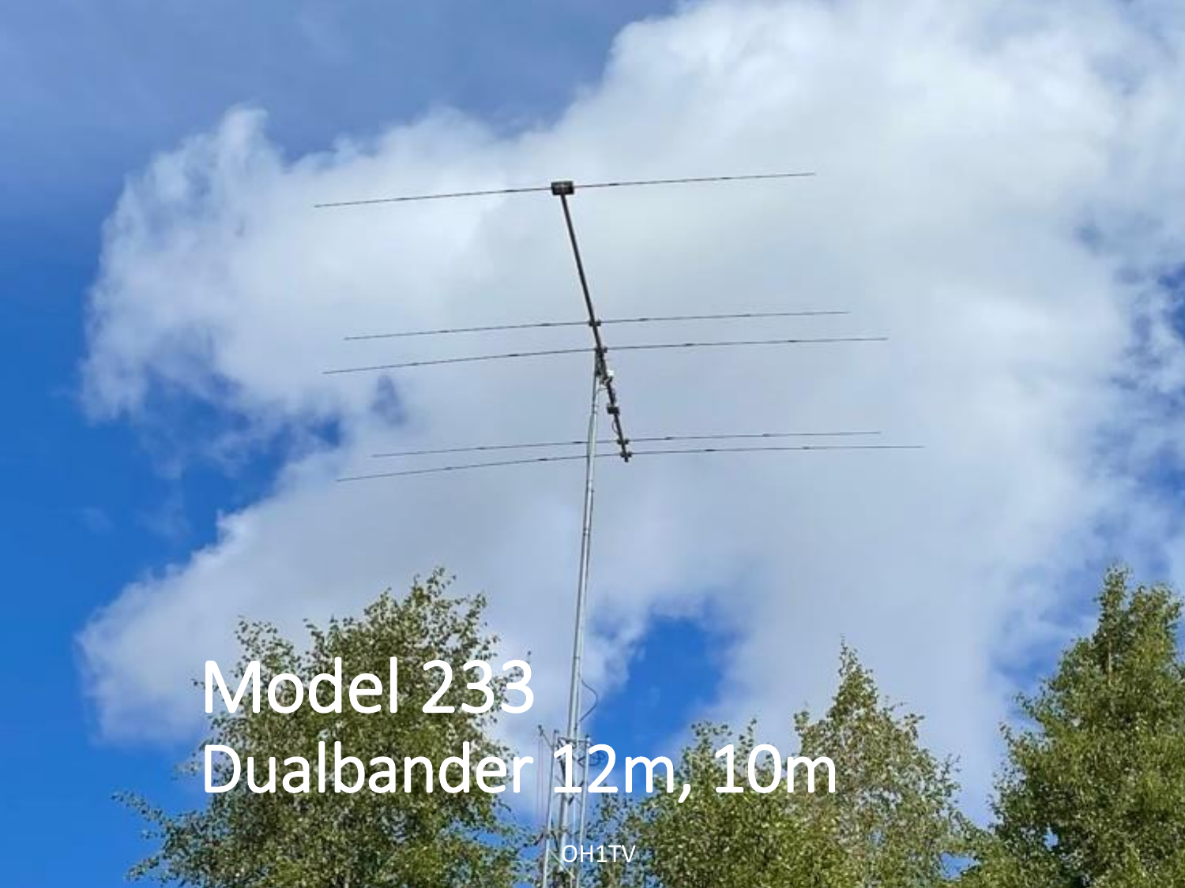# Model 233

# Dualbander 12m, 10m

OH1TV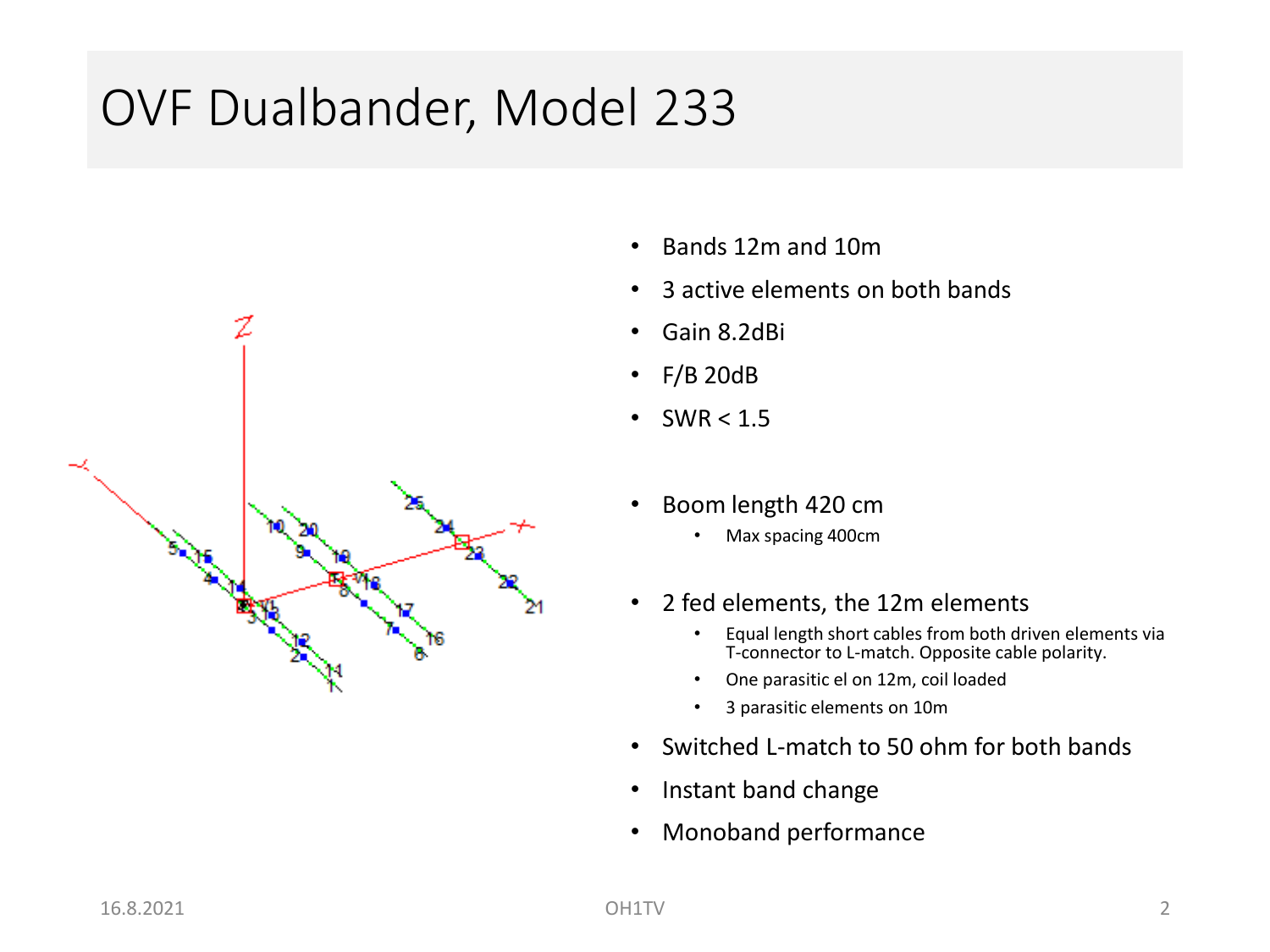# OVF Dualbander, Model 233

- Bands 12m and 10m
- 3 active elements on both bands
- Gain 8.2dBi
- F/B 20dB
- SWR < 1.5

- Boom length 420 cm
  - Max spacing 400cm

- 2 fed elements, the 12m elements
  - Equal length short cables from both driven elements via T-connector to L-match. Opposite cable polarity.
  - One parasitic el on 12m, coil loaded
  - 3 parasitic elements on 10m
- Switched L-match to 50 ohm for both bands
- Instant band change
- Monoband performance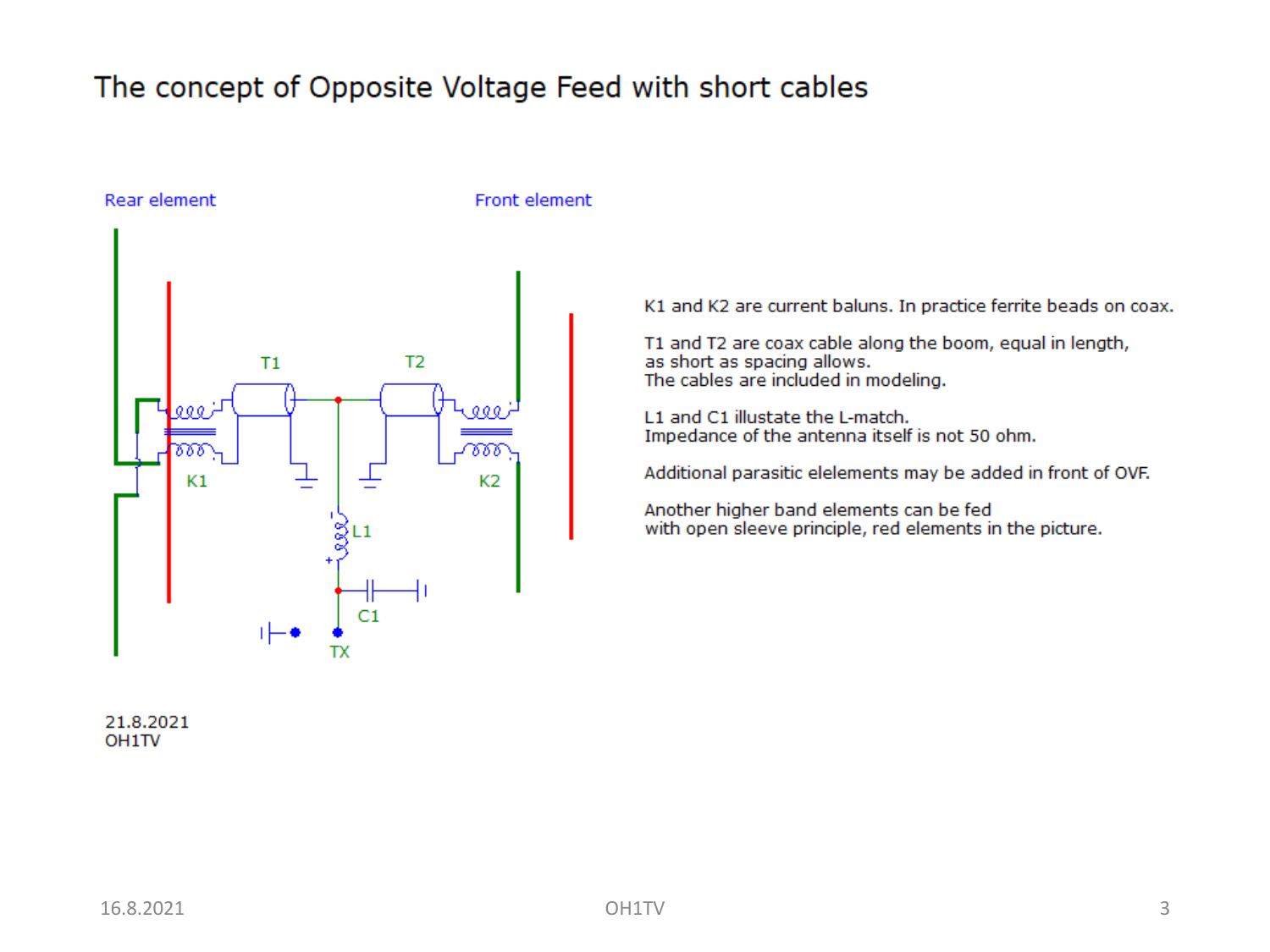# The concept of Opposite Voltage Feed with short cables

Rear element

Front element

T1

T2

K1

K2

L1

C1

TX

K1 and K2 are current baluns. In practice ferrite beads on coax.

T1 and T2 are coax cable along the boom, equal in length, as short as spacing allows.
The cables are included in modeling.

L1 and C1 illustate the L-match.
Impedance of the antenna itself is not 50 ohm.

Additional parasitic elelements may be added in front of OVF.

Another higher band elements can be fed with open sleeve principle, red elements in the picture.

21.8.2021
OH1TV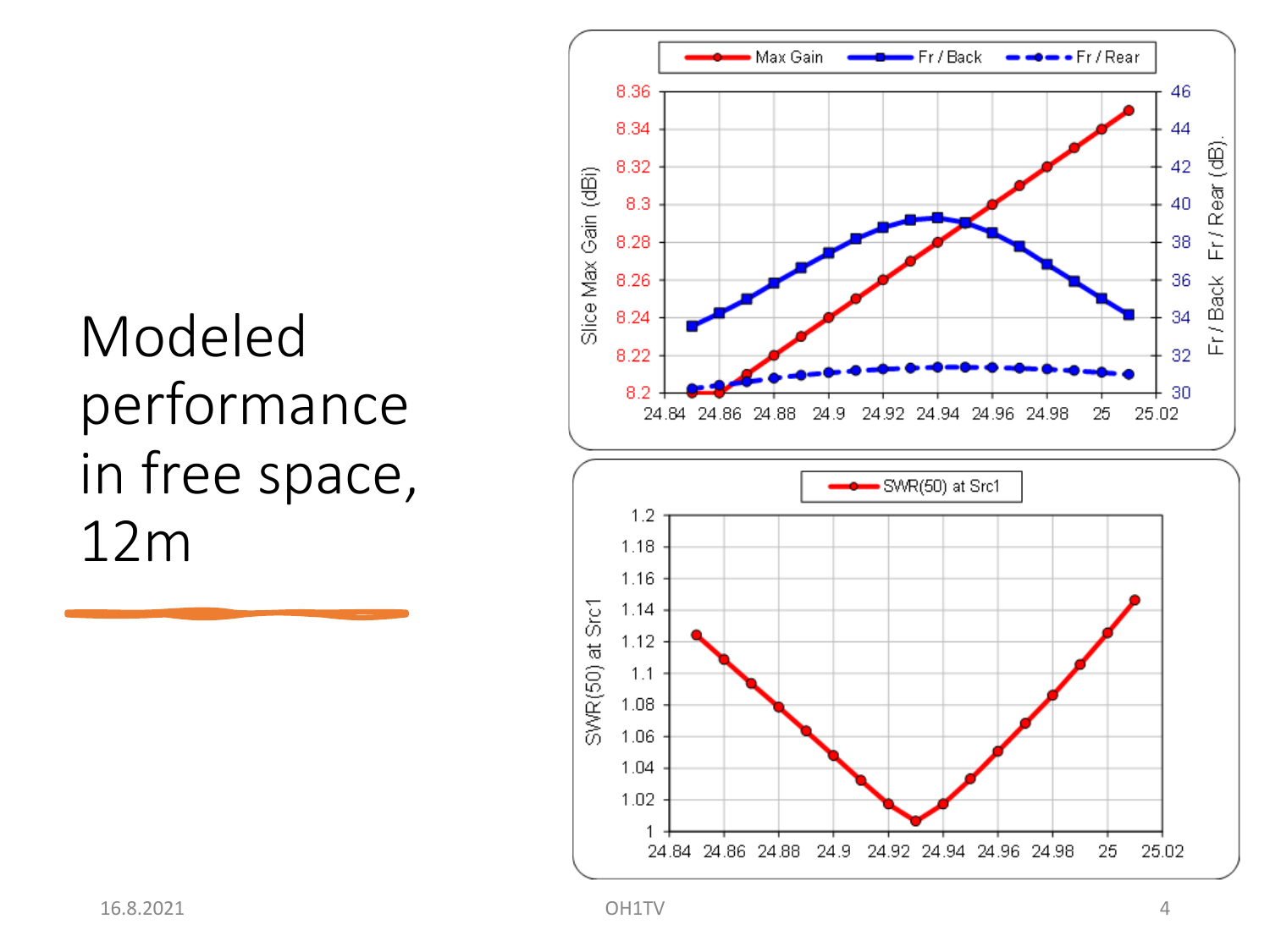# Modeled performance in free space, 12m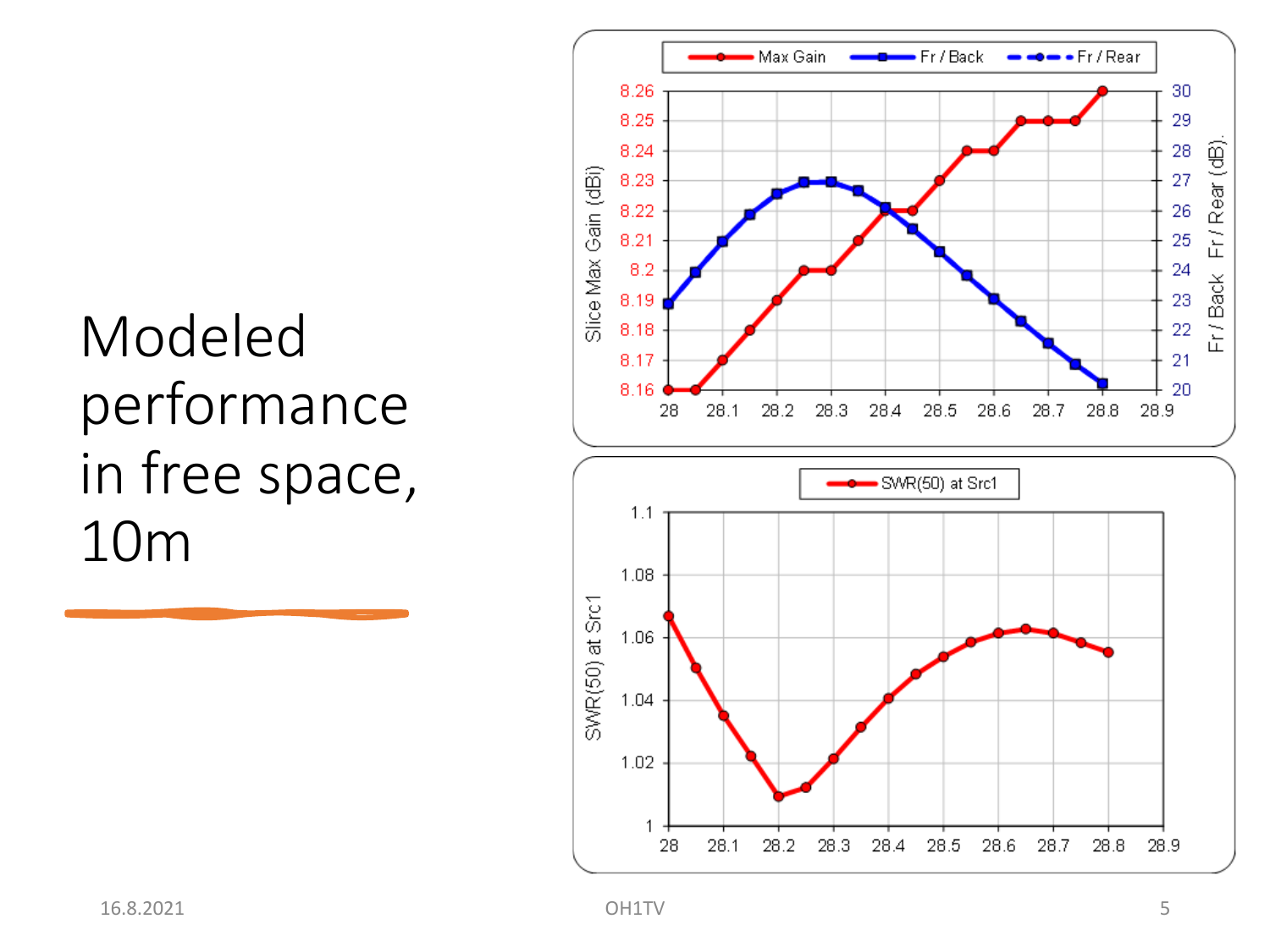# Modeled performance in free space, 10m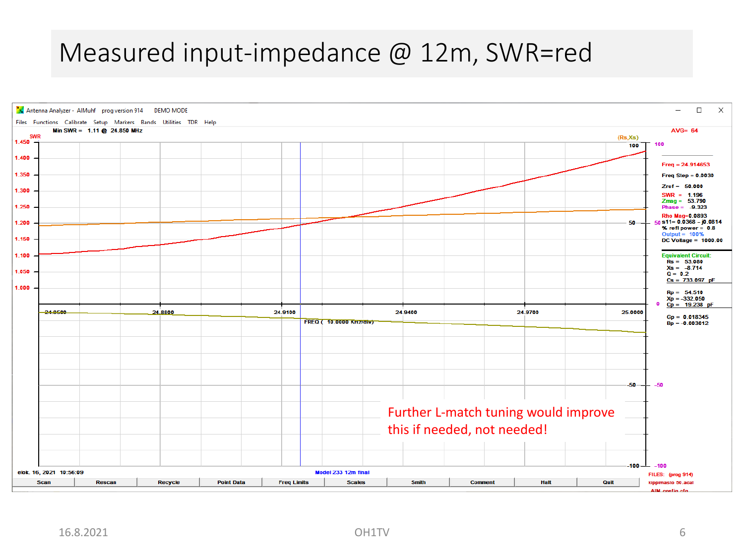# Measured input-impedance @ 12m, SWR=red

Antenna Analyzer - AIMuhf prog version 914 DEMO MODE

Files Functions Calibrate Setup Markers Bands Utilities TDR Help

Min SWR = 1.11 @ 24.850 MHz

AVG= 64

Freq = 24.914653
Freq Step = 0.0030
Zref = 50.000
SWR = 1.196
Zmag = 53.790
Phase = -9.323
Rho Mag=0.0893
s11= 0.0368 – j0.0814
% refl power = 0.8
Output = 100%
DC Voltage = 1000.00

Equivalent Circuit:
Rs = 53.080
Xs = -8.714
Q = 0.2
Cs = 733.097 pF

Rp = 54.510
Xp = -332.050
Cp = 19.238 pF

Gp = 0.018345
Bp = -0.003012

FREQ ( 10.0000 KHz/div)

elok. 16, 2021 10:56:09 Model 233 12m final

Scan | Rescan | Recycle | Point Data | Freq Limits | Scales | Smith | Comment | Halt | Quit

FILES: (prog 914) kippimasto 50.acal AIM_config.cfg

Further L-match tuning would improve this if needed, not needed!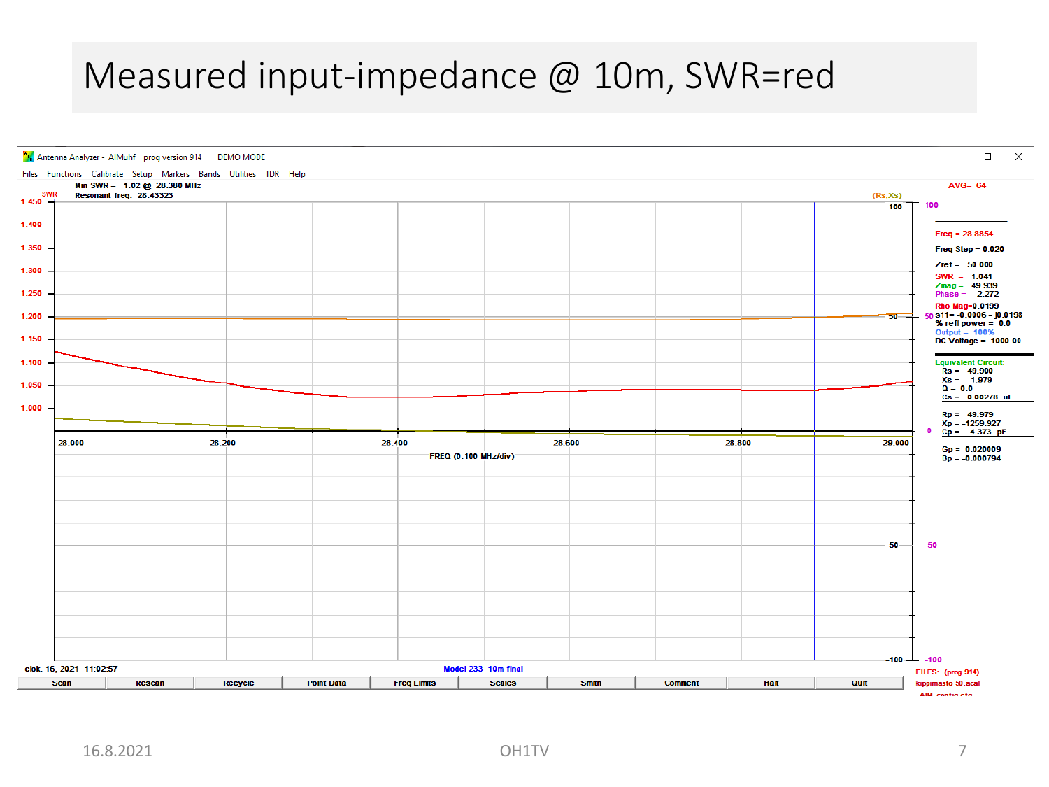# Measured input-impedance @ 10m, SWR=red

Antenna Analyzer - AIMuhf prog version 914 DEMO MODE

Files Functions Calibrate Setup Markers Bands Utilities TDR Help

Min SWR = 1.02 @ 28.380 MHz
Resonant freq: 28.43323

AVG= 64

Freq = 28.8854
Freq Step = 0.020
Zref = 50.000
SWR = 1.041
Zmag = 49.939
Phase = -2.272
Rho Mag=0.0199
s11= -0.0006 - j0.0198
% refl power = 0.0
Output = 100%
DC Voltage = 1000.00

Equivalent Circuit:
Rs = 49.900
Xs = -1.979
Q = 0.0
Cs = 0.00278 uF

Rp = 49.979
Xp = -1259.927
Cp = 4.373 pF

Gp = 0.020009
Bp = -0.000794

FREQ (0.100 MHz/div)

elok. 16, 2021 11:02:57

Model 233 10m final

FILES: (prog 914)
kippimasto 50.acal
AIM_config.cfg

Scan | Rescan | Recycle | Point Data | Freq Limits | Scales | Smith | Comment | Halt | Quit

16.8.2021 OH1TV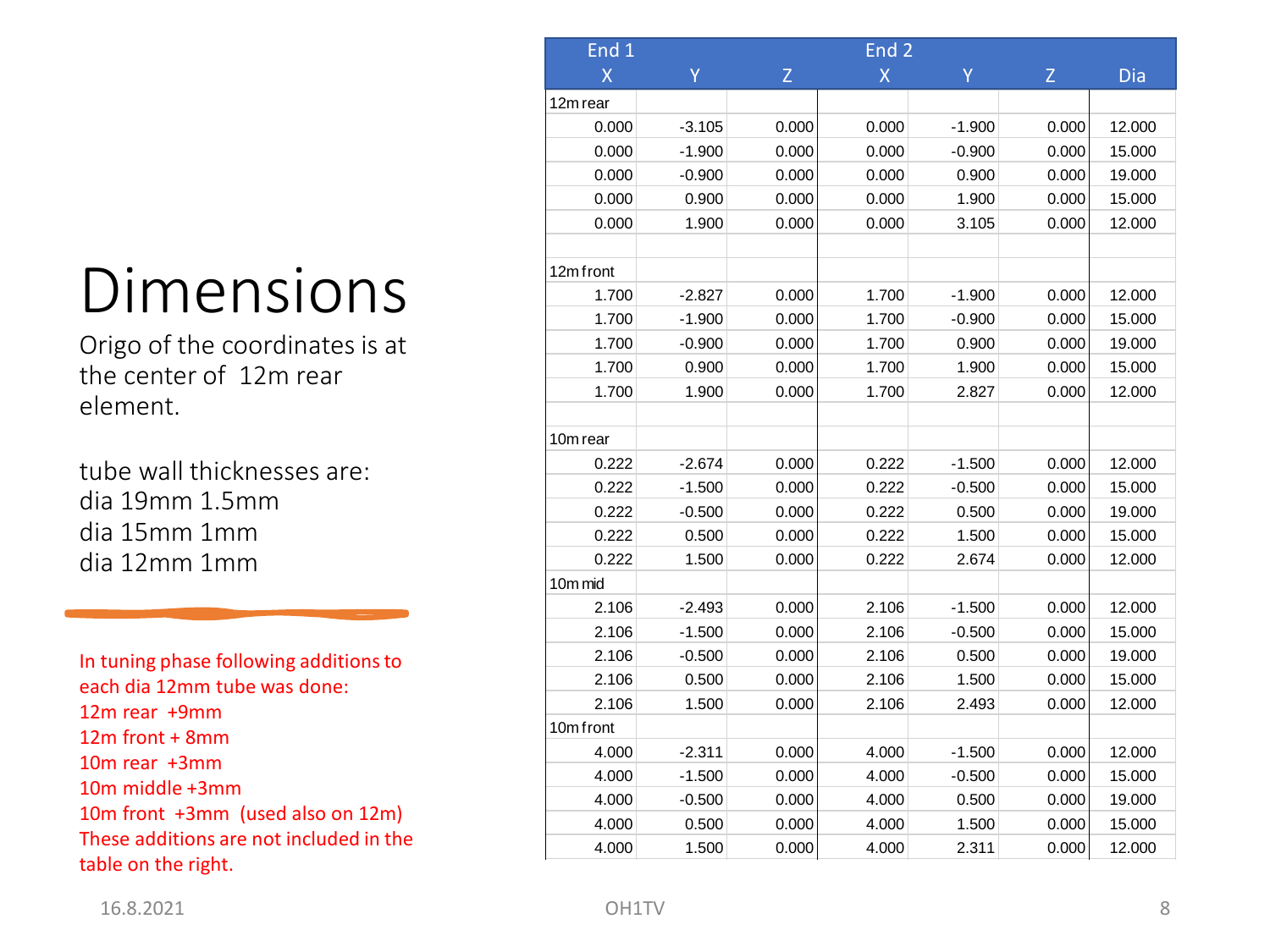# Dimensions

Origo of the coordinates is at the center of 12m rear element.

tube wall thicknesses are:
dia 19mm 1.5mm
dia 15mm 1mm
dia 12mm 1mm

In tuning phase following additions to each dia 12mm tube was done:
12m rear +9mm
12m front + 8mm
10m rear +3mm
10m middle +3mm
10m front +3mm (used also on 12m)
These additions are not included in the table on the right.

| End 1 | | | End 2 | | | |
|---|---|---|---|---|---|---|
| X | Y | Z | X | Y | Z | Dia |
| 12m rear | | | | | | |
| 0.000 | -3.105 | 0.000 | 0.000 | -1.900 | 0.000 | 12.000 |
| 0.000 | -1.900 | 0.000 | 0.000 | -0.900 | 0.000 | 15.000 |
| 0.000 | -0.900 | 0.000 | 0.000 | 0.900 | 0.000 | 19.000 |
| 0.000 | 0.900 | 0.000 | 0.000 | 1.900 | 0.000 | 15.000 |
| 0.000 | 1.900 | 0.000 | 0.000 | 3.105 | 0.000 | 12.000 |
| | | | | | | |
| 12m front | | | | | | |
| 1.700 | -2.827 | 0.000 | 1.700 | -1.900 | 0.000 | 12.000 |
| 1.700 | -1.900 | 0.000 | 1.700 | -0.900 | 0.000 | 15.000 |
| 1.700 | -0.900 | 0.000 | 1.700 | 0.900 | 0.000 | 19.000 |
| 1.700 | 0.900 | 0.000 | 1.700 | 1.900 | 0.000 | 15.000 |
| 1.700 | 1.900 | 0.000 | 1.700 | 2.827 | 0.000 | 12.000 |
| | | | | | | |
| 10m rear | | | | | | |
| 0.222 | -2.674 | 0.000 | 0.222 | -1.500 | 0.000 | 12.000 |
| 0.222 | -1.500 | 0.000 | 0.222 | -0.500 | 0.000 | 15.000 |
| 0.222 | -0.500 | 0.000 | 0.222 | 0.500 | 0.000 | 19.000 |
| 0.222 | 0.500 | 0.000 | 0.222 | 1.500 | 0.000 | 15.000 |
| 0.222 | 1.500 | 0.000 | 0.222 | 2.674 | 0.000 | 12.000 |
| 10m mid | | | | | | |
| 2.106 | -2.493 | 0.000 | 2.106 | -1.500 | 0.000 | 12.000 |
| 2.106 | -1.500 | 0.000 | 2.106 | -0.500 | 0.000 | 15.000 |
| 2.106 | -0.500 | 0.000 | 2.106 | 0.500 | 0.000 | 19.000 |
| 2.106 | 0.500 | 0.000 | 2.106 | 1.500 | 0.000 | 15.000 |
| 2.106 | 1.500 | 0.000 | 2.106 | 2.493 | 0.000 | 12.000 |
| 10m front | | | | | | |
| 4.000 | -2.311 | 0.000 | 4.000 | -1.500 | 0.000 | 12.000 |
| 4.000 | -1.500 | 0.000 | 4.000 | -0.500 | 0.000 | 15.000 |
| 4.000 | -0.500 | 0.000 | 4.000 | 0.500 | 0.000 | 19.000 |
| 4.000 | 0.500 | 0.000 | 4.000 | 1.500 | 0.000 | 15.000 |
| 4.000 | 1.500 | 0.000 | 4.000 | 2.311 | 0.000 | 12.000 |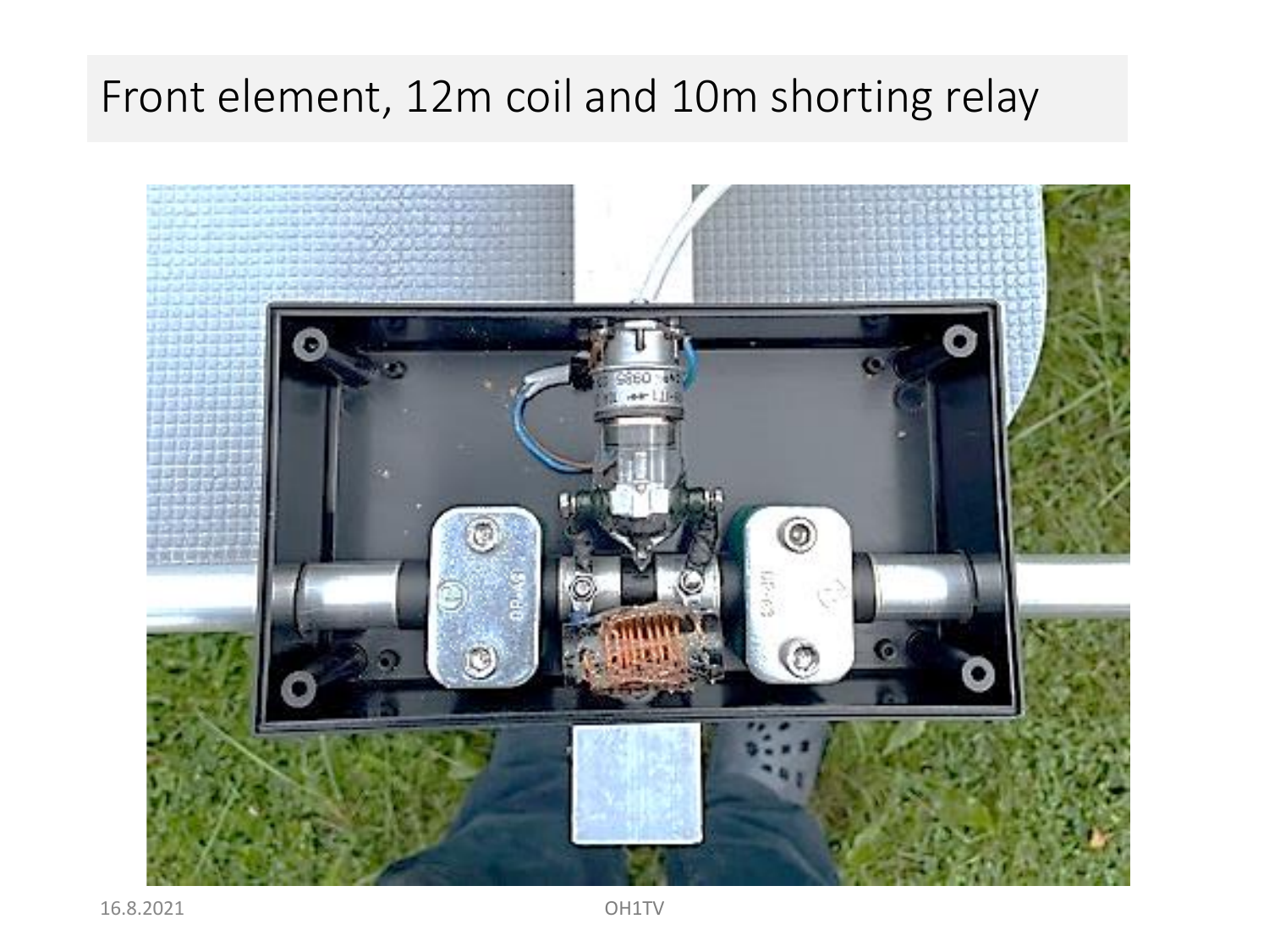# Front element, 12m coil and 10m shorting relay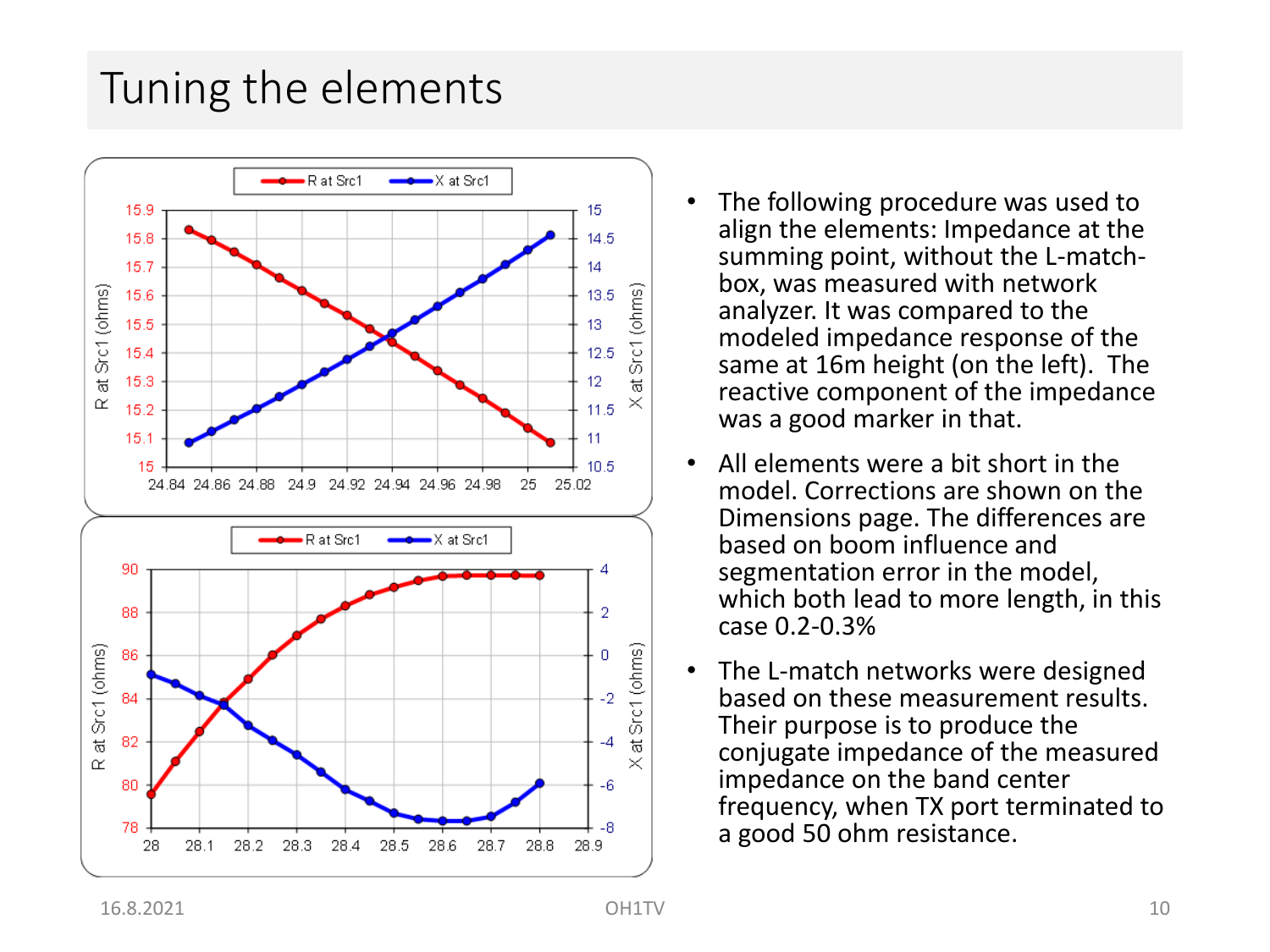# Tuning the elements

- The following procedure was used to align the elements: Impedance at the summing point, without the L-match-box, was measured with network analyzer. It was compared to the modeled impedance response of the same at 16m height (on the left). The reactive component of the impedance was a good marker in that.
- All elements were a bit short in the model. Corrections are shown on the Dimensions page. The differences are based on boom influence and segmentation error in the model, which both lead to more length, in this case 0.2-0.3%
- The L-match networks were designed based on these measurement results. Their purpose is to produce the conjugate impedance of the measured impedance on the band center frequency, when TX port terminated to a good 50 ohm resistance.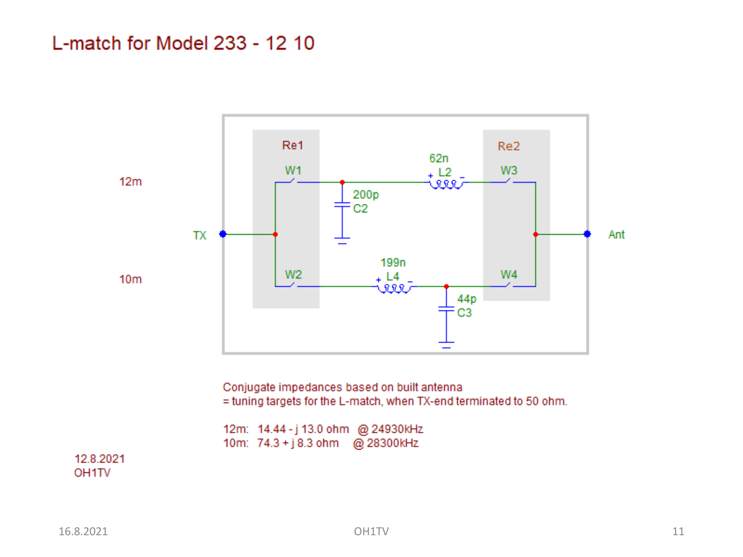# L-match for Model 233 - 12 10

12m

TX

10m

Re1

W1

W2

200p
C2

62n
L2

199n
L4

44p
C3

Re2

W3

W4

Ant

Conjugate impedances based on built antenna
= tuning targets for the L-match, when TX-end terminated to 50 ohm.

12m: 14.44 - j 13.0 ohm @ 24930kHz
10m: 74.3 + j 8.3 ohm @ 28300kHz

12.8.2021
OH1TV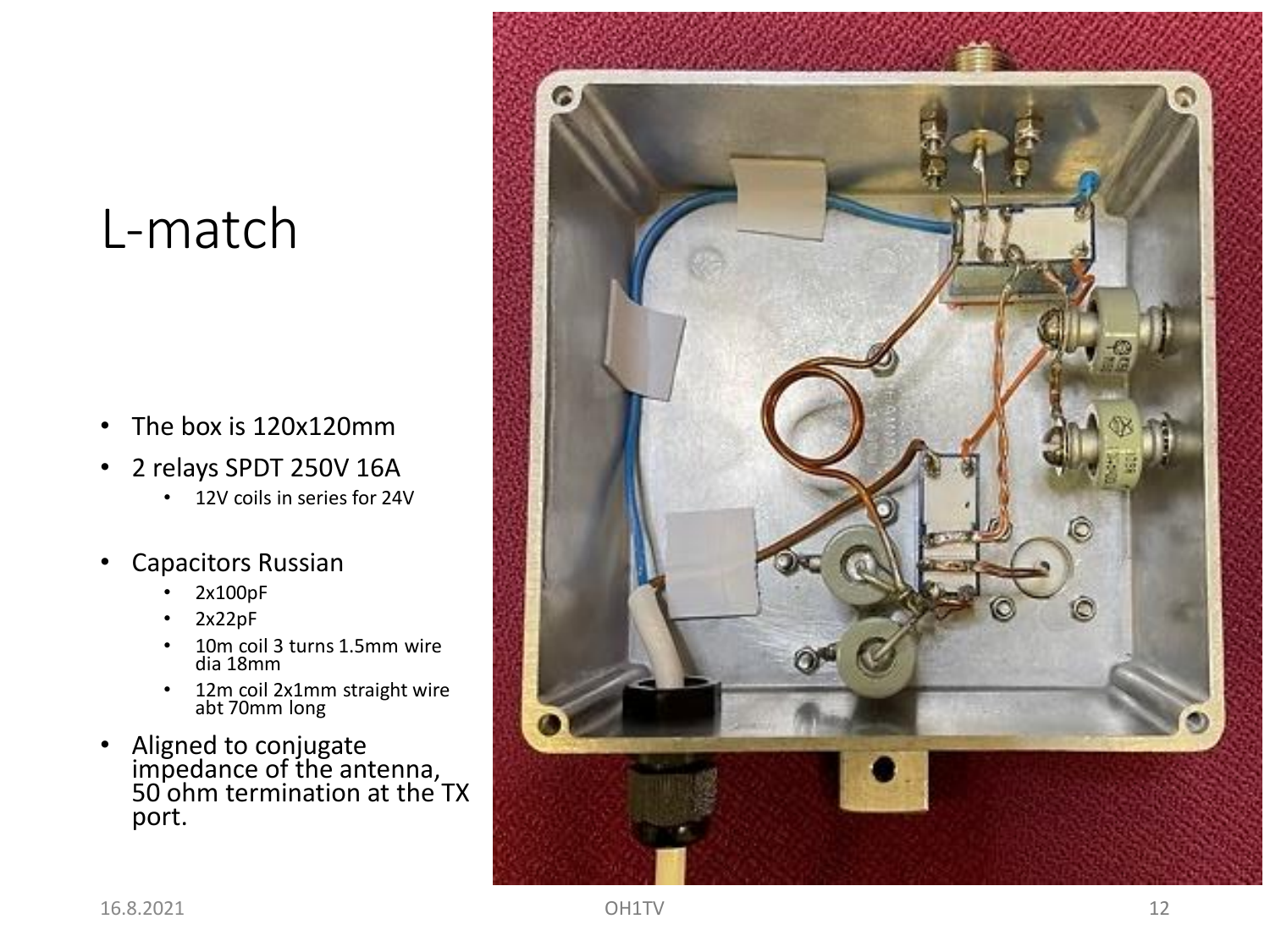# L-match

- The box is 120x120mm
- 2 relays SPDT 250V 16A
  - 12V coils in series for 24V
- Capacitors Russian
  - 2x100pF
  - 2x22pF
  - 10m coil 3 turns 1.5mm wire dia 18mm
  - 12m coil 2x1mm straight wire abt 70mm long
- Aligned to conjugate impedance of the antenna, 50 ohm termination at the TX port.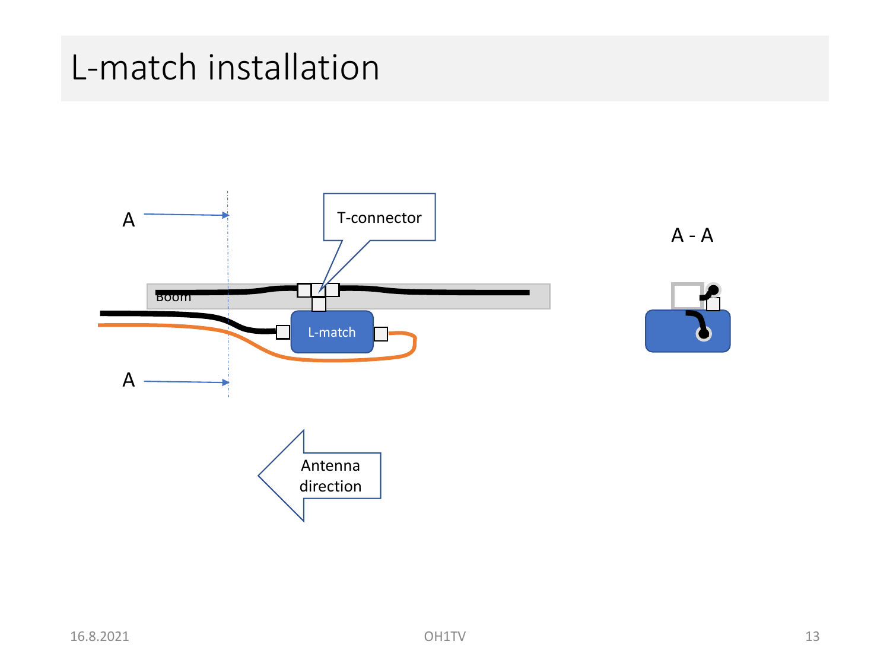# L-match installation

A

T-connector

A - A

Boom

L-match

A

Antenna direction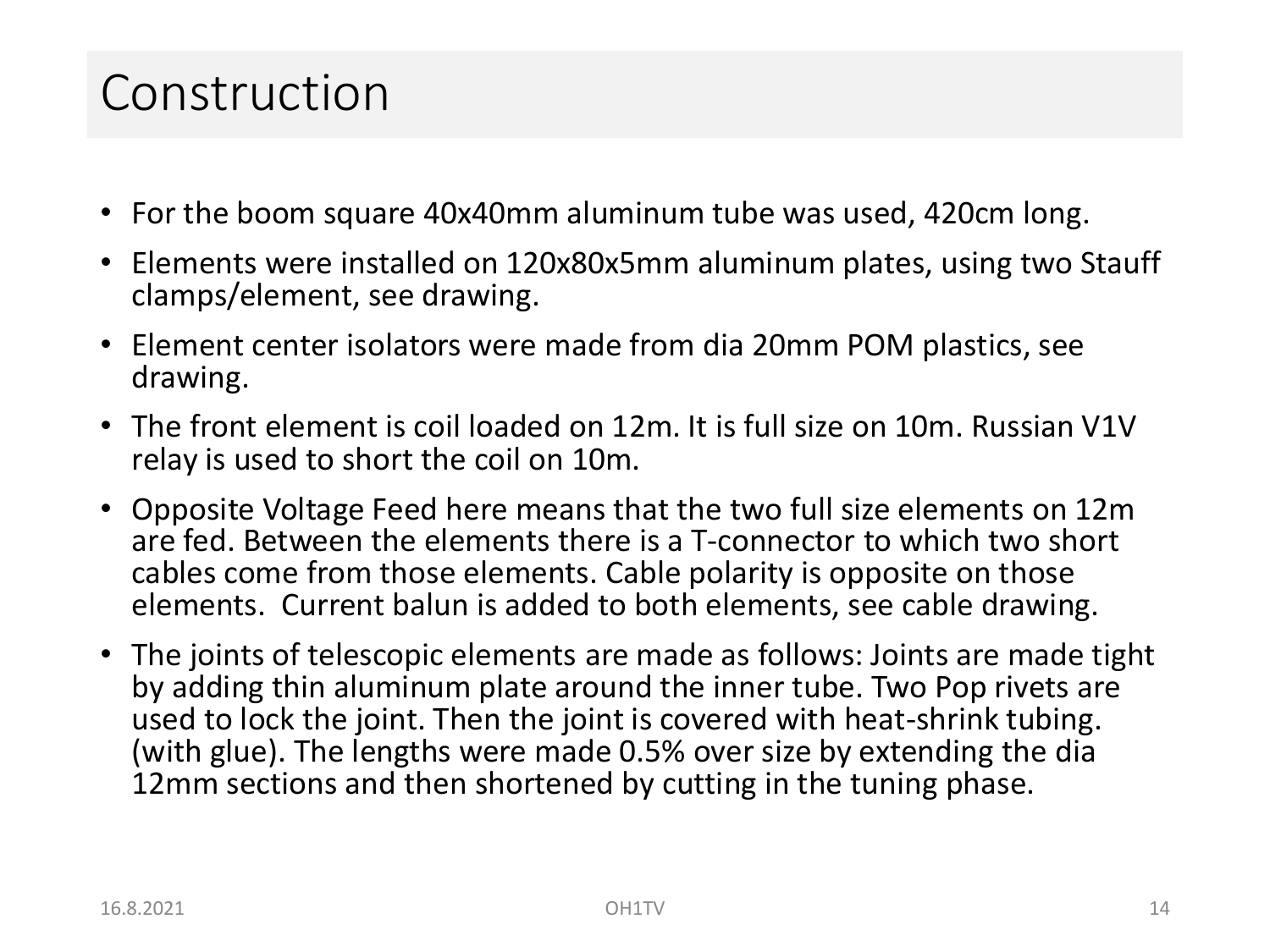# Construction

- For the boom square 40x40mm aluminum tube was used, 420cm long.
- Elements were installed on 120x80x5mm aluminum plates, using two Stauff clamps/element, see drawing.
- Element center isolators were made from dia 20mm POM plastics, see drawing.
- The front element is coil loaded on 12m. It is full size on 10m. Russian V1V relay is used to short the coil on 10m.
- Opposite Voltage Feed here means that the two full size elements on 12m are fed. Between the elements there is a T-connector to which two short cables come from those elements. Cable polarity is opposite on those elements. Current balun is added to both elements, see cable drawing.
- The joints of telescopic elements are made as follows: Joints are made tight by adding thin aluminum plate around the inner tube. Two Pop rivets are used to lock the joint. Then the joint is covered with heat-shrink tubing. (with glue). The lengths were made 0.5% over size by extending the dia 12mm sections and then shortened by cutting in the tuning phase.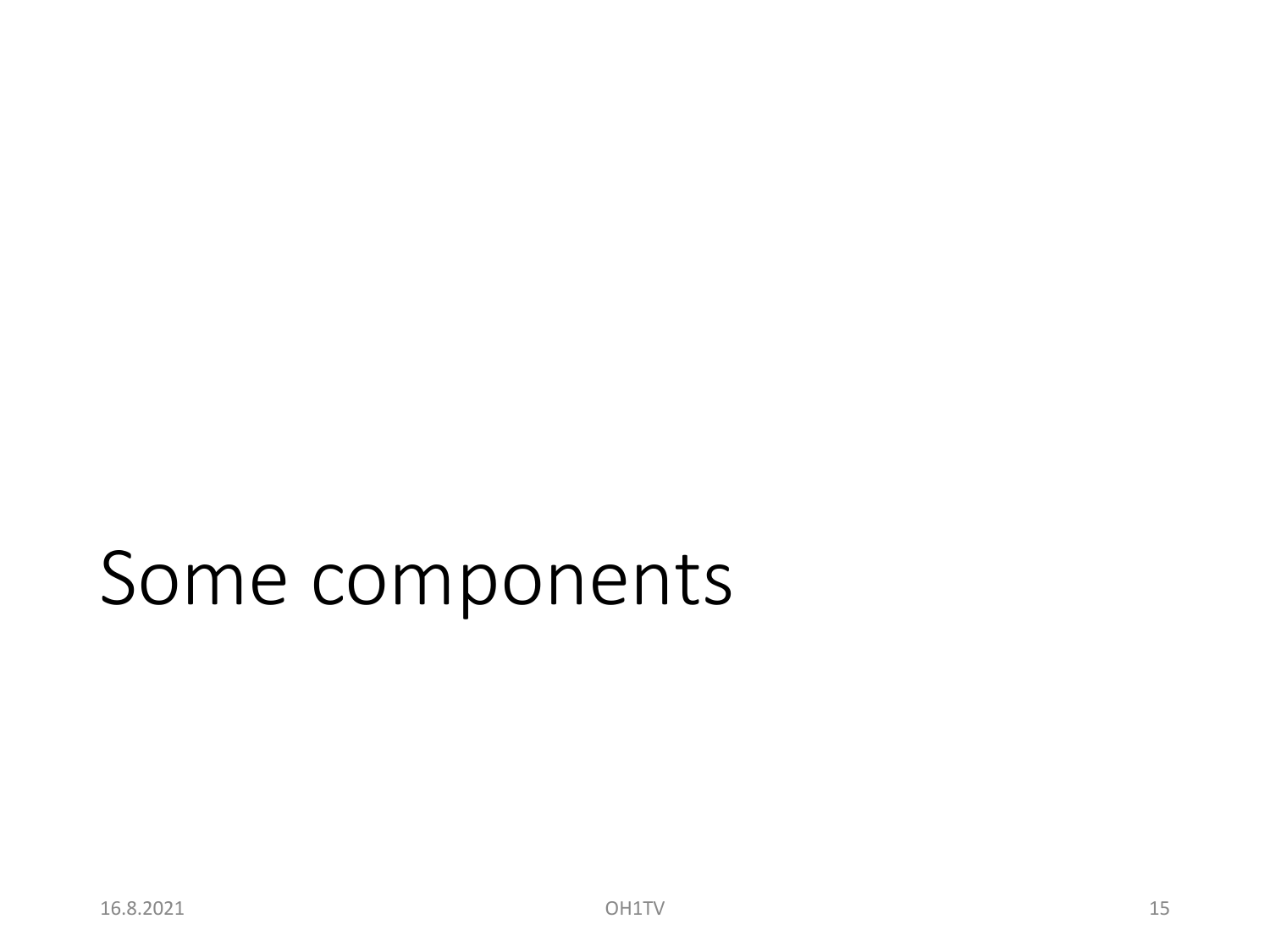# Some components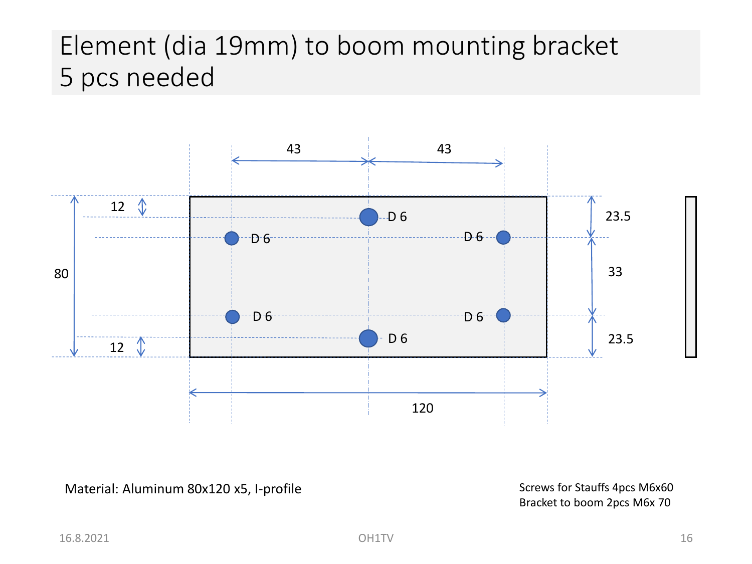# Element (dia 19mm) to boom mounting bracket
# 5 pcs needed

43 43

12

D 6

D 6 D 6

80 33

D 6 D 6

D 6

12

23.5

23.5

120

Material: Aluminum 80x120 x5, I-profile

Screws for Stauffs 4pcs M6x60
Bracket to boom 2pcs M6x 70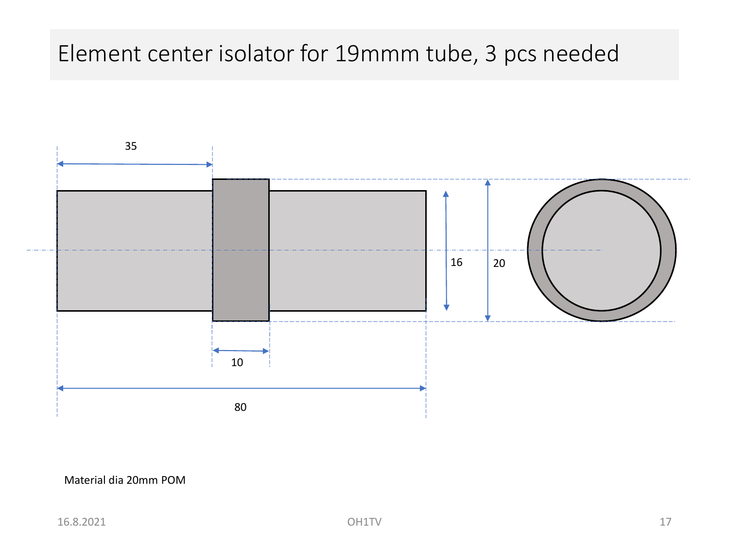# Element center isolator for 19mmm tube, 3 pcs needed

35

16

20

10

80

Material dia 20mm POM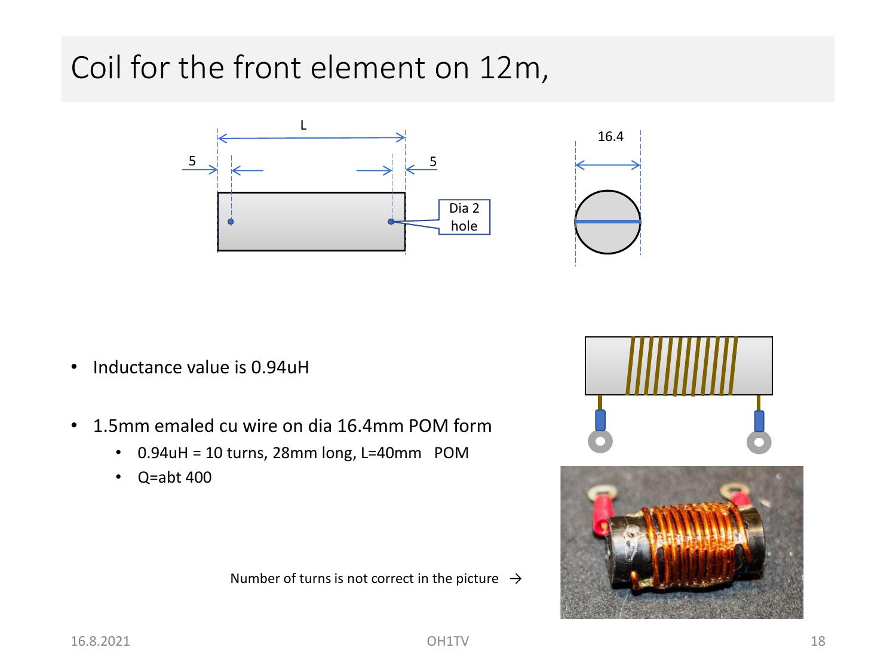# Coil for the front element on 12m,

- Inductance value is 0.94uH
- 1.5mm emaled cu wire on dia 16.4mm POM form
  - 0.94uH = 10 turns, 28mm long, L=40mm POM
  - Q=abt 400

Number of turns is not correct in the picture →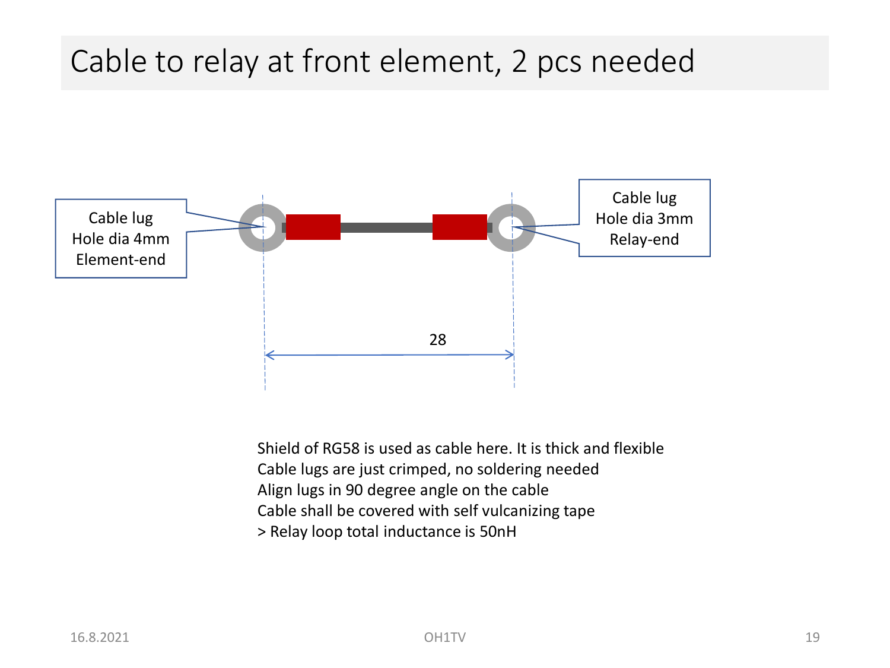# Cable to relay at front element, 2 pcs needed

Cable lug
Hole dia 4mm
Element-end

Cable lug
Hole dia 3mm
Relay-end

28

Shield of RG58 is used as cable here. It is thick and flexible
Cable lugs are just crimped, no soldering needed
Align lugs in 90 degree angle on the cable
Cable shall be covered with self vulcanizing tape
> Relay loop total inductance is 50nH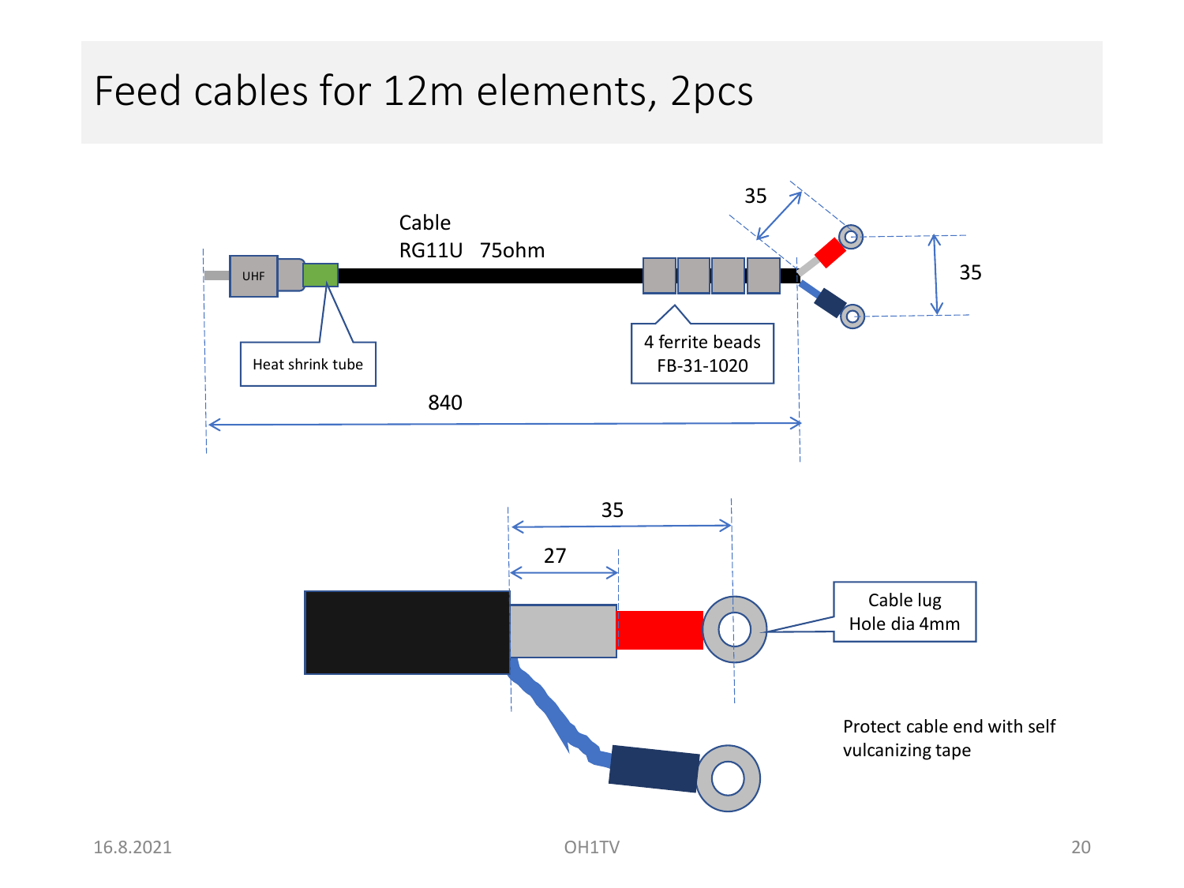# Feed cables for 12m elements, 2pcs

Cable
RG11U 75ohm

UHF

Heat shrink tube

4 ferrite beads
FB-31-1020

840

35

35

35

27

Cable lug
Hole dia 4mm

Protect cable end with self vulcanizing tape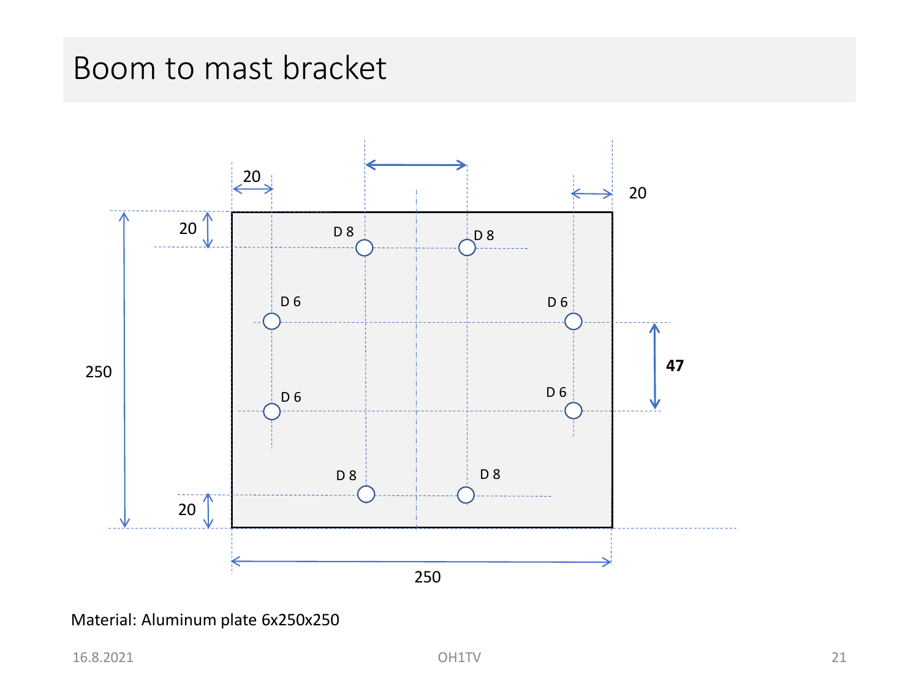# Boom to mast bracket

20

20

D 8

D 8

20

D 6

D 6

250

47

D 6

D 6

D 8

D 8

20

250

Material: Aluminum plate 6x250x250